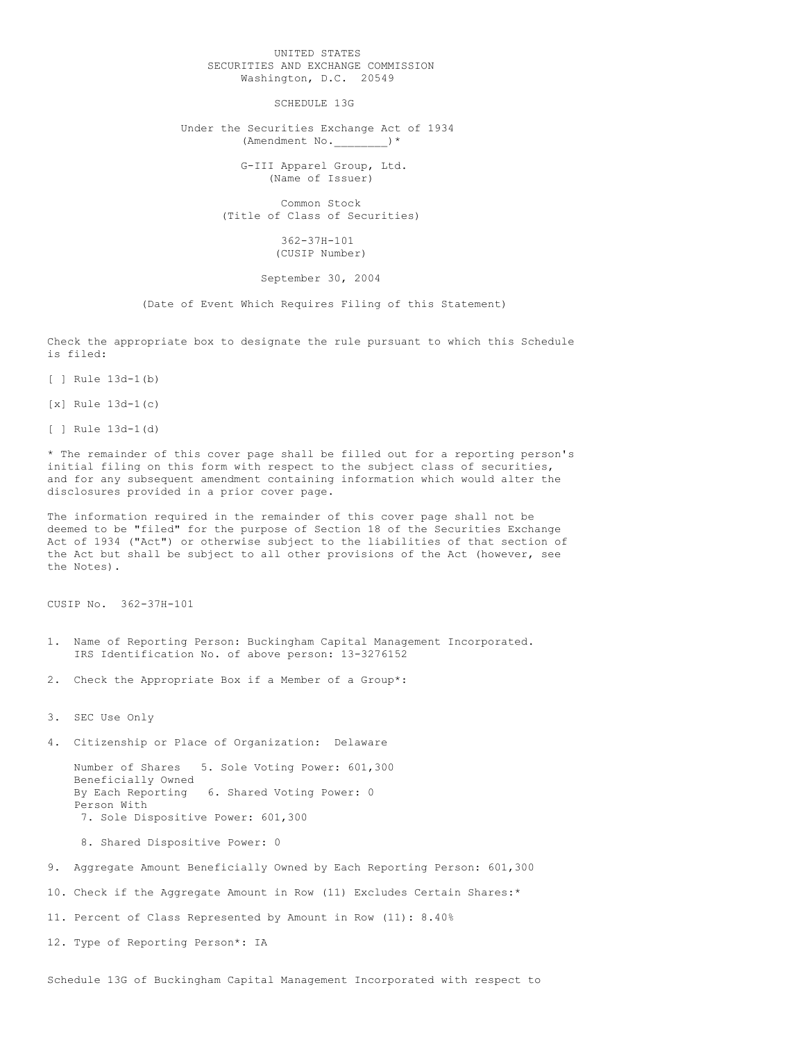UNITED STATES
SECURITIES AND EXCHANGE COMMISSION
Washington, D.C. 20549

SCHEDULE 13G

Under the Securities Exchange Act of 1934
(Amendment No.________)*

G-III Apparel Group, Ltd.
(Name of Issuer)

Common Stock
(Title of Class of Securities)

362-37H-101
(CUSIP Number)

September 30, 2004

(Date of Event Which Requires Filing of this Statement)

Check the appropriate box to designate the rule pursuant to which this Schedule is filed:

[ ] Rule 13d-1(b)

[x] Rule 13d-1(c)

[ ] Rule 13d-1(d)

* The remainder of this cover page shall be filled out for a reporting person's initial filing on this form with respect to the subject class of securities, and for any subsequent amendment containing information which would alter the disclosures provided in a prior cover page.

The information required in the remainder of this cover page shall not be deemed to be "filed" for the purpose of Section 18 of the Securities Exchange Act of 1934 ("Act") or otherwise subject to the liabilities of that section of the Act but shall be subject to all other provisions of the Act (however, see the Notes).

CUSIP No. 362-37H-101

1. Name of Reporting Person: Buckingham Capital Management Incorporated.
   IRS Identification No. of above person: 13-3276152

2. Check the Appropriate Box if a Member of a Group*:

3. SEC Use Only

4. Citizenship or Place of Organization: Delaware

   Number of Shares Beneficially Owned By Each Reporting Person With
   5. Sole Voting Power: 601,300
   6. Shared Voting Power: 0
   7. Sole Dispositive Power: 601,300
   8. Shared Dispositive Power: 0

9. Aggregate Amount Beneficially Owned by Each Reporting Person: 601,300

10. Check if the Aggregate Amount in Row (11) Excludes Certain Shares:*

11. Percent of Class Represented by Amount in Row (11): 8.40%

12. Type of Reporting Person*: IA

Schedule 13G of Buckingham Capital Management Incorporated with respect to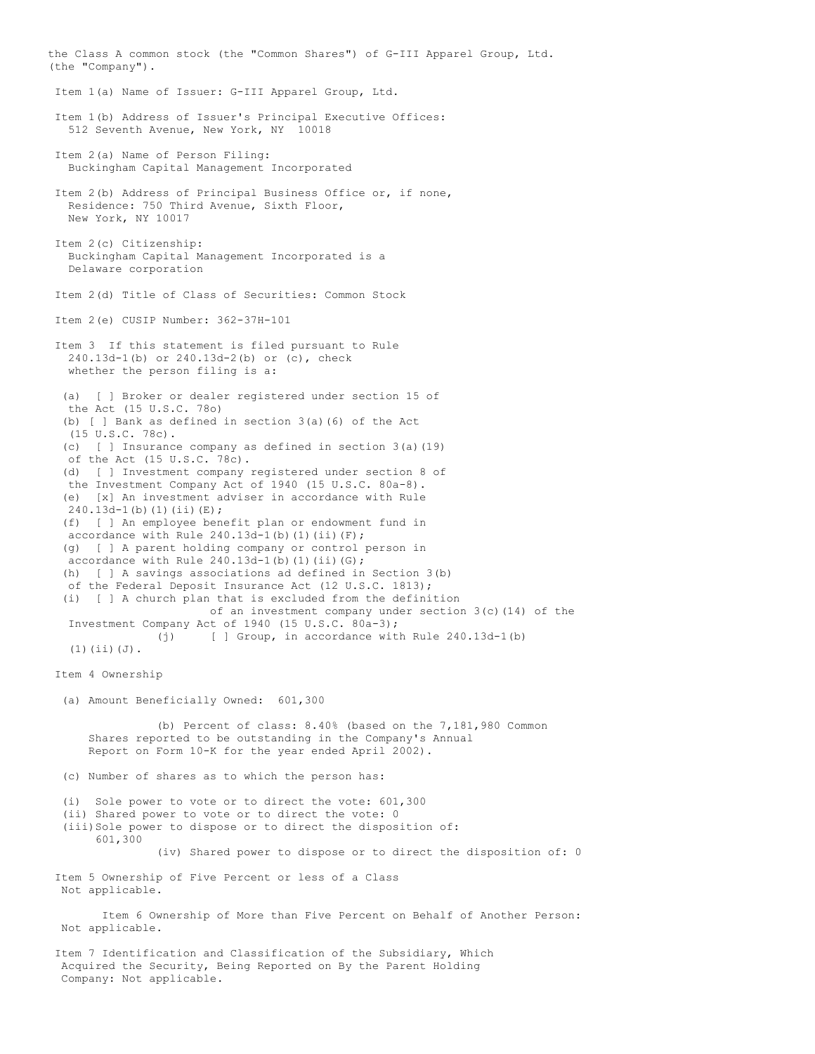the Class A common stock (the "Common Shares") of G-III Apparel Group, Ltd. (the "Company").

Item 1(a) Name of Issuer: G-III Apparel Group, Ltd.

Item 1(b) Address of Issuer's Principal Executive Offices:
512 Seventh Avenue, New York, NY 10018

Item 2(a) Name of Person Filing:
Buckingham Capital Management Incorporated

Item 2(b) Address of Principal Business Office or, if none,
Residence: 750 Third Avenue, Sixth Floor,
New York, NY 10017

Item 2(c) Citizenship:
Buckingham Capital Management Incorporated is a
Delaware corporation

Item 2(d) Title of Class of Securities: Common Stock

Item 2(e) CUSIP Number: 362-37H-101

Item 3 If this statement is filed pursuant to Rule 240.13d-1(b) or 240.13d-2(b) or (c), check whether the person filing is a:

(a) [ ] Broker or dealer registered under section 15 of the Act (15 U.S.C. 78o)
(b) [ ] Bank as defined in section 3(a)(6) of the Act (15 U.S.C. 78c).
(c) [ ] Insurance company as defined in section 3(a)(19) of the Act (15 U.S.C. 78c).
(d) [ ] Investment company registered under section 8 of the Investment Company Act of 1940 (15 U.S.C. 80a-8).
(e) [x] An investment adviser in accordance with Rule 240.13d-1(b)(1)(ii)(E);
(f) [ ] An employee benefit plan or endowment fund in accordance with Rule 240.13d-1(b)(1)(ii)(F);
(g) [ ] A parent holding company or control person in accordance with Rule 240.13d-1(b)(1)(ii)(G);
(h) [ ] A savings associations ad defined in Section 3(b) of the Federal Deposit Insurance Act (12 U.S.C. 1813);
(i) [ ] A church plan that is excluded from the definition of an investment company under section 3(c)(14) of the Investment Company Act of 1940 (15 U.S.C. 80a-3);
(j) [ ] Group, in accordance with Rule 240.13d-1(b)(1)(ii)(J).

Item 4 Ownership

(a) Amount Beneficially Owned: 601,300

(b) Percent of class: 8.40% (based on the 7,181,980 Common Shares reported to be outstanding in the Company's Annual Report on Form 10-K for the year ended April 2002).

(c) Number of shares as to which the person has:

(i) Sole power to vote or to direct the vote: 601,300
(ii) Shared power to vote or to direct the vote: 0
(iii) Sole power to dispose or to direct the disposition of: 601,300
(iv) Shared power to dispose or to direct the disposition of: 0

Item 5 Ownership of Five Percent or less of a Class
Not applicable.

Item 6 Ownership of More than Five Percent on Behalf of Another Person:
Not applicable.

Item 7 Identification and Classification of the Subsidiary, Which Acquired the Security, Being Reported on By the Parent Holding Company: Not applicable.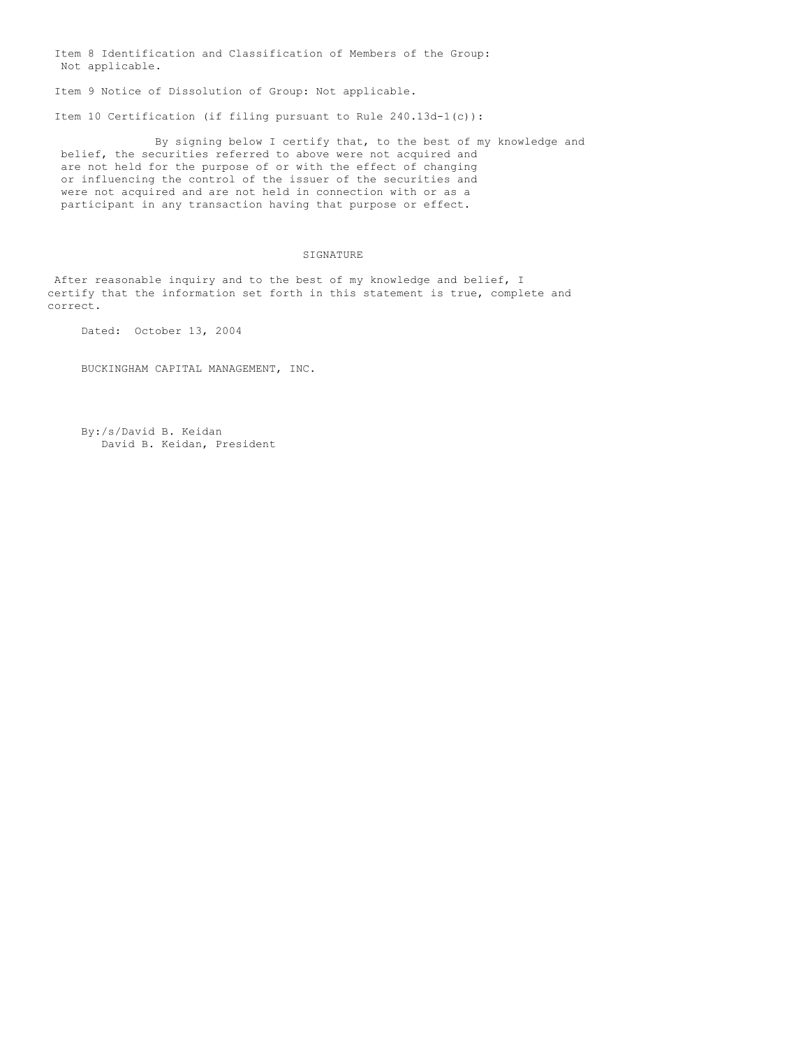Item 8 Identification and Classification of Members of the Group: Not applicable.

Item 9 Notice of Dissolution of Group: Not applicable.

Item 10 Certification (if filing pursuant to Rule 240.13d-1(c)):

By signing below I certify that, to the best of my knowledge and belief, the securities referred to above were not acquired and are not held for the purpose of or with the effect of changing or influencing the control of the issuer of the securities and were not acquired and are not held in connection with or as a participant in any transaction having that purpose or effect.

## SIGNATURE

After reasonable inquiry and to the best of my knowledge and belief, I certify that the information set forth in this statement is true, complete and correct.

Dated: October 13, 2004

BUCKINGHAM CAPITAL MANAGEMENT, INC.

By:/s/David B. Keidan
David B. Keidan, President